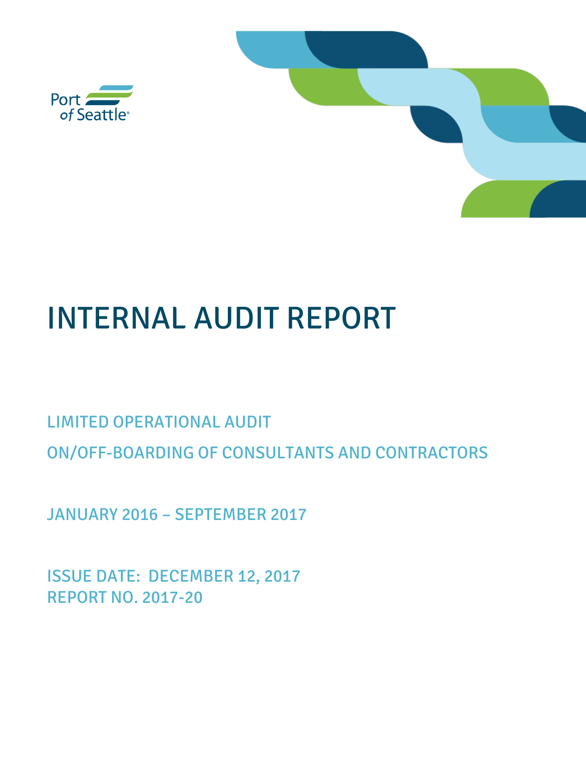Port of Seattle

# INTERNAL AUDIT REPORT

## LIMITED OPERATIONAL AUDIT

## ON/OFF-BOARDING OF CONSULTANTS AND CONTRACTORS

JANUARY 2016 – SEPTEMBER 2017

ISSUE DATE: DECEMBER 12, 2017
REPORT NO. 2017-20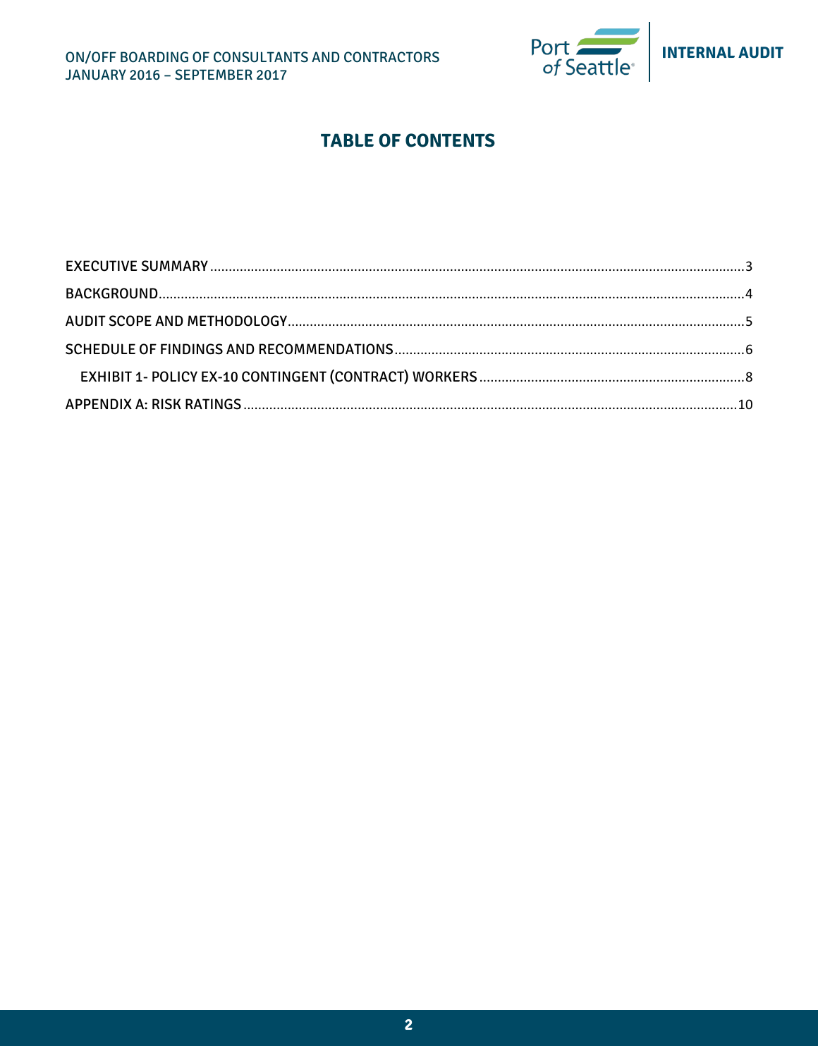# TABLE OF CONTENTS

EXECUTIVE SUMMARY ........................................................ 3

BACKGROUND ........................................................ 4

AUDIT SCOPE AND METHODOLOGY ........................................................ 5

SCHEDULE OF FINDINGS AND RECOMMENDATIONS ........................................................ 6

- EXHIBIT 1- POLICY EX-10 CONTINGENT (CONTRACT) WORKERS ........................................................ 8

APPENDIX A: RISK RATINGS ........................................................ 10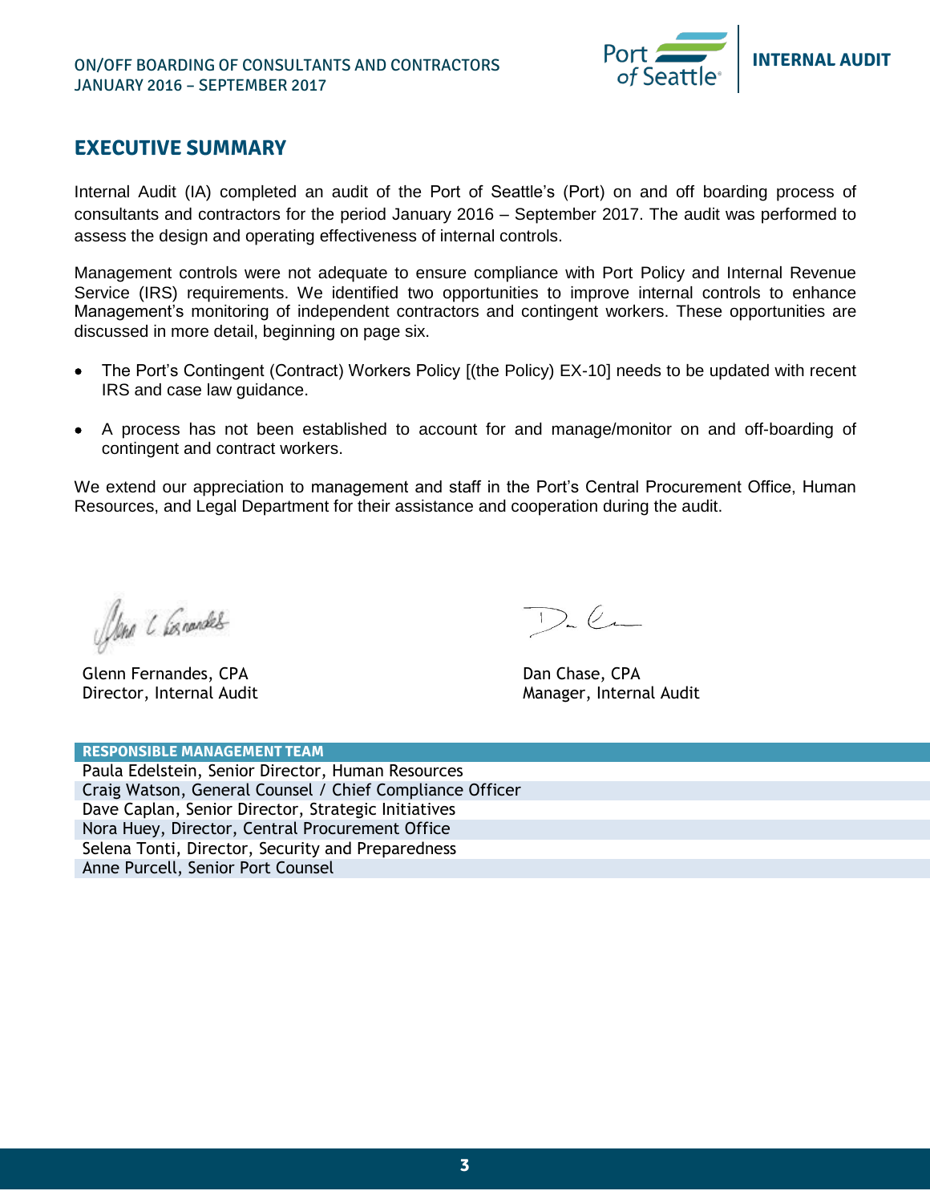## EXECUTIVE SUMMARY

Internal Audit (IA) completed an audit of the Port of Seattle's (Port) on and off boarding process of consultants and contractors for the period January 2016 – September 2017. The audit was performed to assess the design and operating effectiveness of internal controls.

Management controls were not adequate to ensure compliance with Port Policy and Internal Revenue Service (IRS) requirements. We identified two opportunities to improve internal controls to enhance Management's monitoring of independent contractors and contingent workers. These opportunities are discussed in more detail, beginning on page six.

- The Port's Contingent (Contract) Workers Policy [(the Policy) EX-10] needs to be updated with recent IRS and case law guidance.
- A process has not been established to account for and manage/monitor on and off-boarding of contingent and contract workers.

We extend our appreciation to management and staff in the Port's Central Procurement Office, Human Resources, and Legal Department for their assistance and cooperation during the audit.

Glenn Fernandes, CPA
Director, Internal Audit

Dan Chase, CPA
Manager, Internal Audit

| RESPONSIBLE MANAGEMENT TEAM |
|---|
| Paula Edelstein, Senior Director, Human Resources |
| Craig Watson, General Counsel / Chief Compliance Officer |
| Dave Caplan, Senior Director, Strategic Initiatives |
| Nora Huey, Director, Central Procurement Office |
| Selena Tonti, Director, Security and Preparedness |
| Anne Purcell, Senior Port Counsel |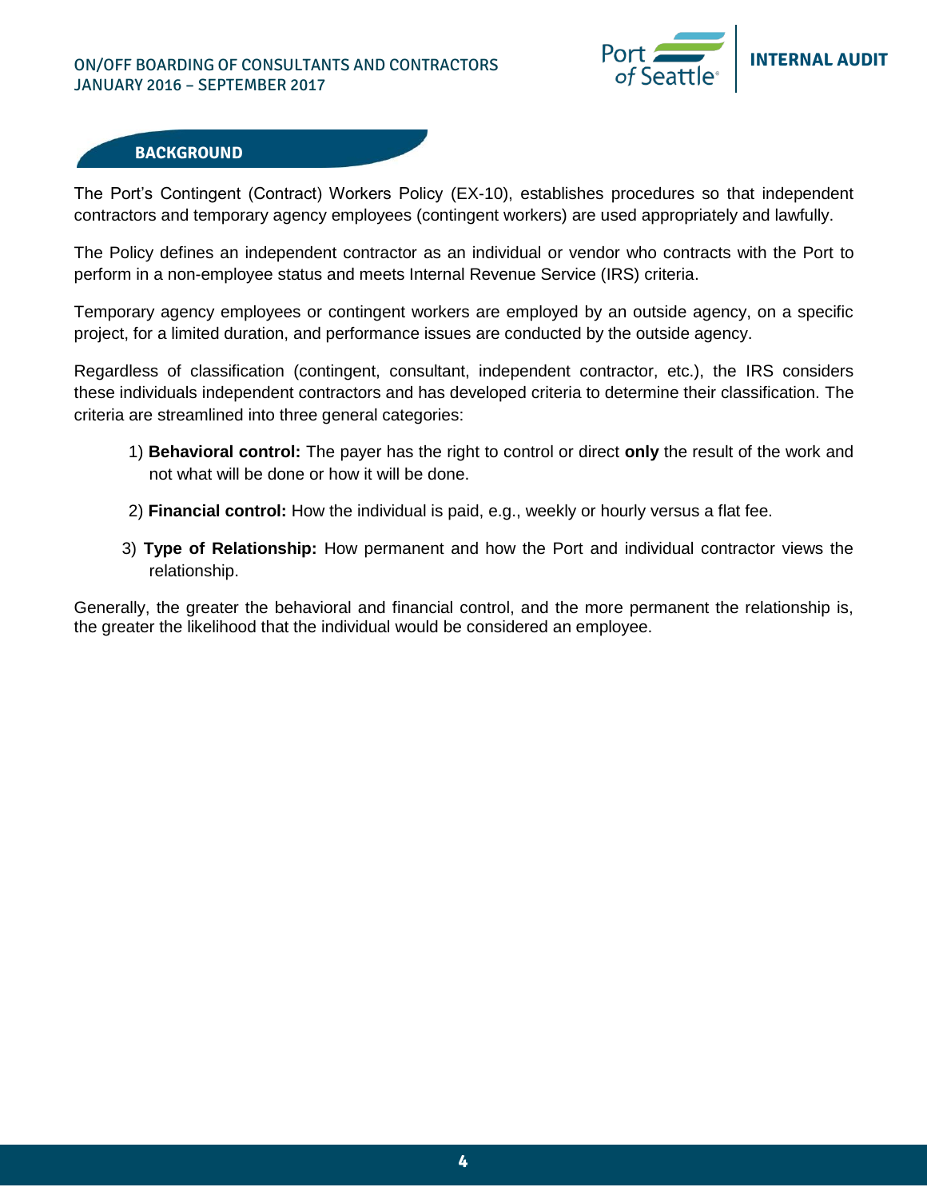## BACKGROUND

The Port's Contingent (Contract) Workers Policy (EX-10), establishes procedures so that independent contractors and temporary agency employees (contingent workers) are used appropriately and lawfully.

The Policy defines an independent contractor as an individual or vendor who contracts with the Port to perform in a non-employee status and meets Internal Revenue Service (IRS) criteria.

Temporary agency employees or contingent workers are employed by an outside agency, on a specific project, for a limited duration, and performance issues are conducted by the outside agency.

Regardless of classification (contingent, consultant, independent contractor, etc.), the IRS considers these individuals independent contractors and has developed criteria to determine their classification. The criteria are streamlined into three general categories:

1) **Behavioral control:** The payer has the right to control or direct **only** the result of the work and not what will be done or how it will be done.
2) **Financial control:** How the individual is paid, e.g., weekly or hourly versus a flat fee.
3) **Type of Relationship:** How permanent and how the Port and individual contractor views the relationship.

Generally, the greater the behavioral and financial control, and the more permanent the relationship is, the greater the likelihood that the individual would be considered an employee.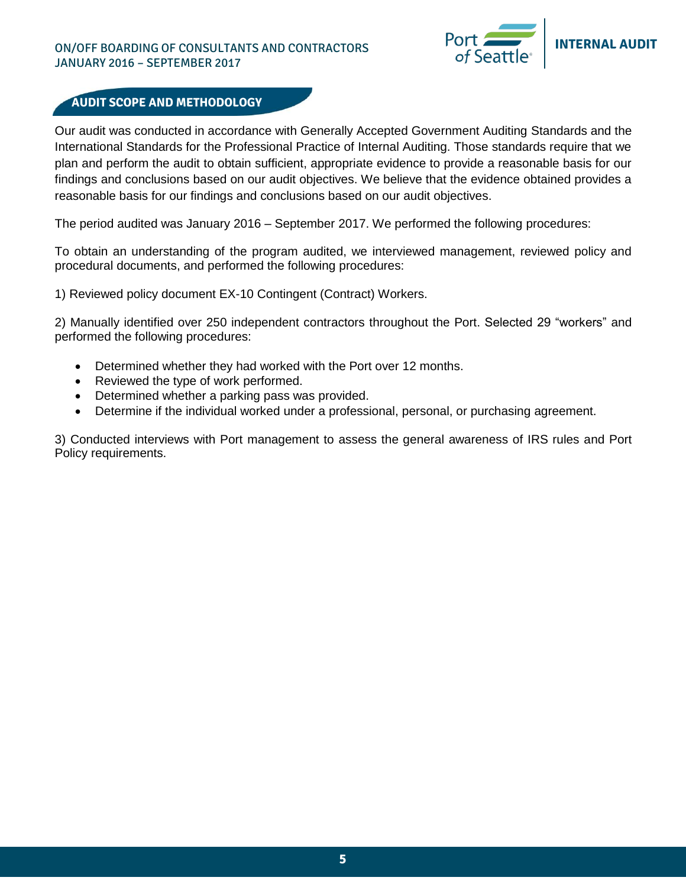## AUDIT SCOPE AND METHODOLOGY

Our audit was conducted in accordance with Generally Accepted Government Auditing Standards and the International Standards for the Professional Practice of Internal Auditing. Those standards require that we plan and perform the audit to obtain sufficient, appropriate evidence to provide a reasonable basis for our findings and conclusions based on our audit objectives. We believe that the evidence obtained provides a reasonable basis for our findings and conclusions based on our audit objectives.

The period audited was January 2016 – September 2017. We performed the following procedures:

To obtain an understanding of the program audited, we interviewed management, reviewed policy and procedural documents, and performed the following procedures:

1) Reviewed policy document EX-10 Contingent (Contract) Workers.

2) Manually identified over 250 independent contractors throughout the Port. Selected 29 “workers” and performed the following procedures:

- Determined whether they had worked with the Port over 12 months.
- Reviewed the type of work performed.
- Determined whether a parking pass was provided.
- Determine if the individual worked under a professional, personal, or purchasing agreement.

3) Conducted interviews with Port management to assess the general awareness of IRS rules and Port Policy requirements.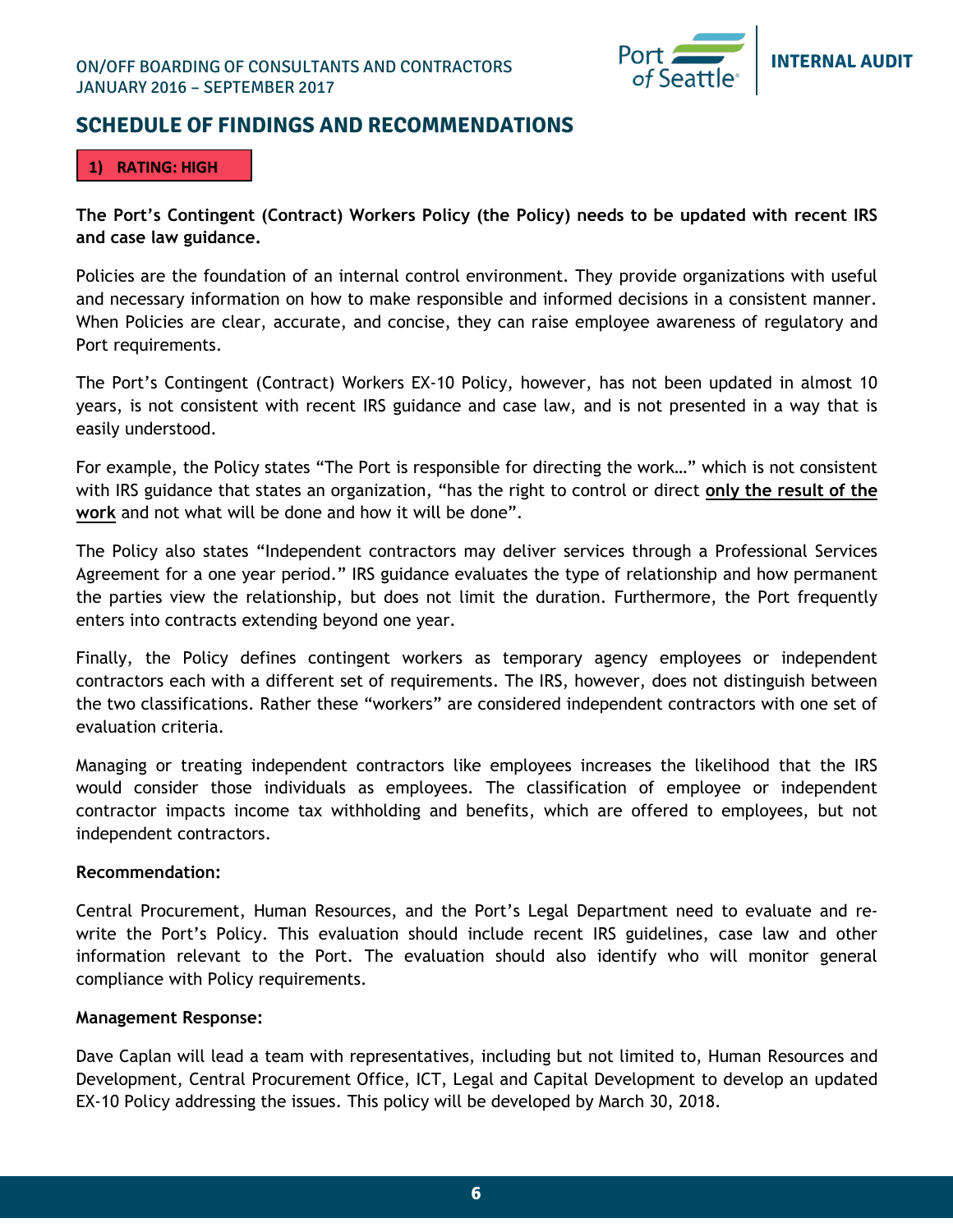## SCHEDULE OF FINDINGS AND RECOMMENDATIONS

**1) RATING: HIGH**

**The Port's Contingent (Contract) Workers Policy (the Policy) needs to be updated with recent IRS and case law guidance.**

Policies are the foundation of an internal control environment. They provide organizations with useful and necessary information on how to make responsible and informed decisions in a consistent manner. When Policies are clear, accurate, and concise, they can raise employee awareness of regulatory and Port requirements.

The Port's Contingent (Contract) Workers EX-10 Policy, however, has not been updated in almost 10 years, is not consistent with recent IRS guidance and case law, and is not presented in a way that is easily understood.

For example, the Policy states "The Port is responsible for directing the work…" which is not consistent with IRS guidance that states an organization, "has the right to control or direct **only the result of the work** and not what will be done and how it will be done".

The Policy also states "Independent contractors may deliver services through a Professional Services Agreement for a one year period." IRS guidance evaluates the type of relationship and how permanent the parties view the relationship, but does not limit the duration. Furthermore, the Port frequently enters into contracts extending beyond one year.

Finally, the Policy defines contingent workers as temporary agency employees or independent contractors each with a different set of requirements. The IRS, however, does not distinguish between the two classifications. Rather these "workers" are considered independent contractors with one set of evaluation criteria.

Managing or treating independent contractors like employees increases the likelihood that the IRS would consider those individuals as employees. The classification of employee or independent contractor impacts income tax withholding and benefits, which are offered to employees, but not independent contractors.

**Recommendation:**

Central Procurement, Human Resources, and the Port's Legal Department need to evaluate and re-write the Port's Policy. This evaluation should include recent IRS guidelines, case law and other information relevant to the Port. The evaluation should also identify who will monitor general compliance with Policy requirements.

**Management Response:**

Dave Caplan will lead a team with representatives, including but not limited to, Human Resources and Development, Central Procurement Office, ICT, Legal and Capital Development to develop an updated EX-10 Policy addressing the issues. This policy will be developed by March 30, 2018.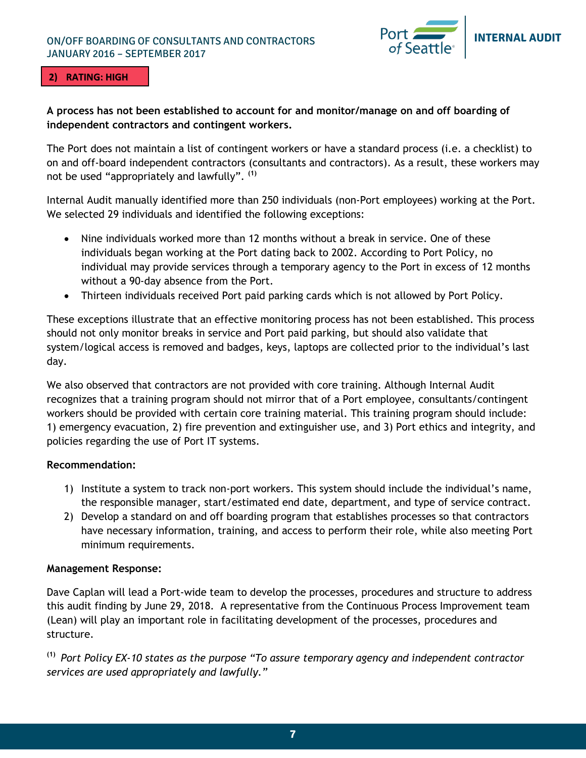**2) RATING: HIGH**

**A process has not been established to account for and monitor/manage on and off boarding of independent contractors and contingent workers.**

The Port does not maintain a list of contingent workers or have a standard process (i.e. a checklist) to on and off-board independent contractors (consultants and contractors). As a result, these workers may not be used "appropriately and lawfully". [1]

Internal Audit manually identified more than 250 individuals (non-Port employees) working at the Port. We selected 29 individuals and identified the following exceptions:

- Nine individuals worked more than 12 months without a break in service. One of these individuals began working at the Port dating back to 2002. According to Port Policy, no individual may provide services through a temporary agency to the Port in excess of 12 months without a 90-day absence from the Port.
- Thirteen individuals received Port paid parking cards which is not allowed by Port Policy.

These exceptions illustrate that an effective monitoring process has not been established. This process should not only monitor breaks in service and Port paid parking, but should also validate that system/logical access is removed and badges, keys, laptops are collected prior to the individual's last day.

We also observed that contractors are not provided with core training. Although Internal Audit recognizes that a training program should not mirror that of a Port employee, consultants/contingent workers should be provided with certain core training material. This training program should include: 1) emergency evacuation, 2) fire prevention and extinguisher use, and 3) Port ethics and integrity, and policies regarding the use of Port IT systems.

**Recommendation:**

1) Institute a system to track non-port workers. This system should include the individual's name, the responsible manager, start/estimated end date, department, and type of service contract.
2) Develop a standard on and off boarding program that establishes processes so that contractors have necessary information, training, and access to perform their role, while also meeting Port minimum requirements.

**Management Response:**

Dave Caplan will lead a Port-wide team to develop the processes, procedures and structure to address this audit finding by June 29, 2018. A representative from the Continuous Process Improvement team (Lean) will play an important role in facilitating development of the processes, procedures and structure.

[1] *Port Policy EX-10 states as the purpose "To assure temporary agency and independent contractor services are used appropriately and lawfully."*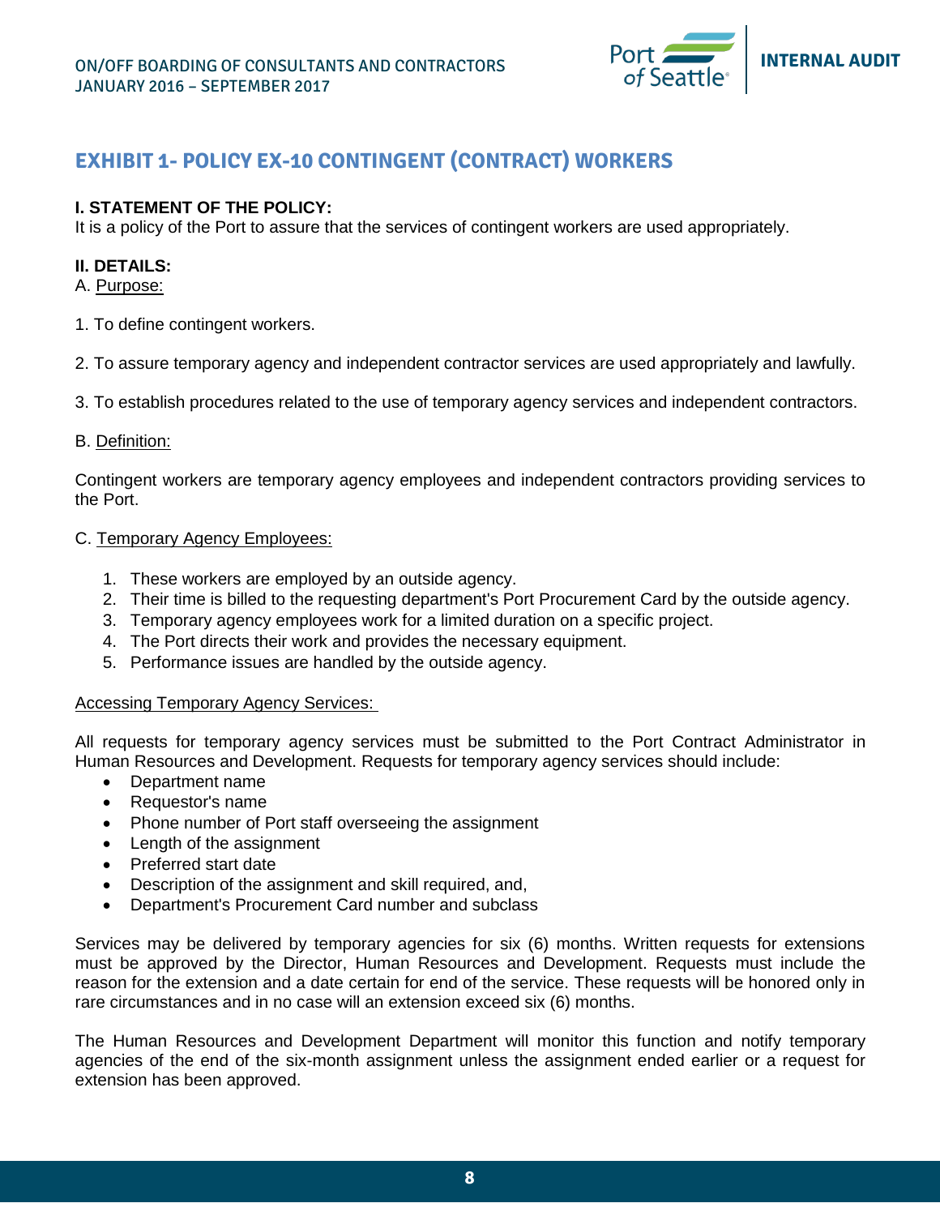## EXHIBIT 1- POLICY EX-10 CONTINGENT (CONTRACT) WORKERS

**I. STATEMENT OF THE POLICY:**
It is a policy of the Port to assure that the services of contingent workers are used appropriately.

**II. DETAILS:**
A. Purpose:

1. To define contingent workers.

2. To assure temporary agency and independent contractor services are used appropriately and lawfully.

3. To establish procedures related to the use of temporary agency services and independent contractors.

B. Definition:

Contingent workers are temporary agency employees and independent contractors providing services to the Port.

C. Temporary Agency Employees:

1. These workers are employed by an outside agency.
2. Their time is billed to the requesting department's Port Procurement Card by the outside agency.
3. Temporary agency employees work for a limited duration on a specific project.
4. The Port directs their work and provides the necessary equipment.
5. Performance issues are handled by the outside agency.

Accessing Temporary Agency Services:

All requests for temporary agency services must be submitted to the Port Contract Administrator in Human Resources and Development. Requests for temporary agency services should include:

- Department name
- Requestor's name
- Phone number of Port staff overseeing the assignment
- Length of the assignment
- Preferred start date
- Description of the assignment and skill required, and,
- Department's Procurement Card number and subclass

Services may be delivered by temporary agencies for six (6) months. Written requests for extensions must be approved by the Director, Human Resources and Development. Requests must include the reason for the extension and a date certain for end of the service. These requests will be honored only in rare circumstances and in no case will an extension exceed six (6) months.

The Human Resources and Development Department will monitor this function and notify temporary agencies of the end of the six-month assignment unless the assignment ended earlier or a request for extension has been approved.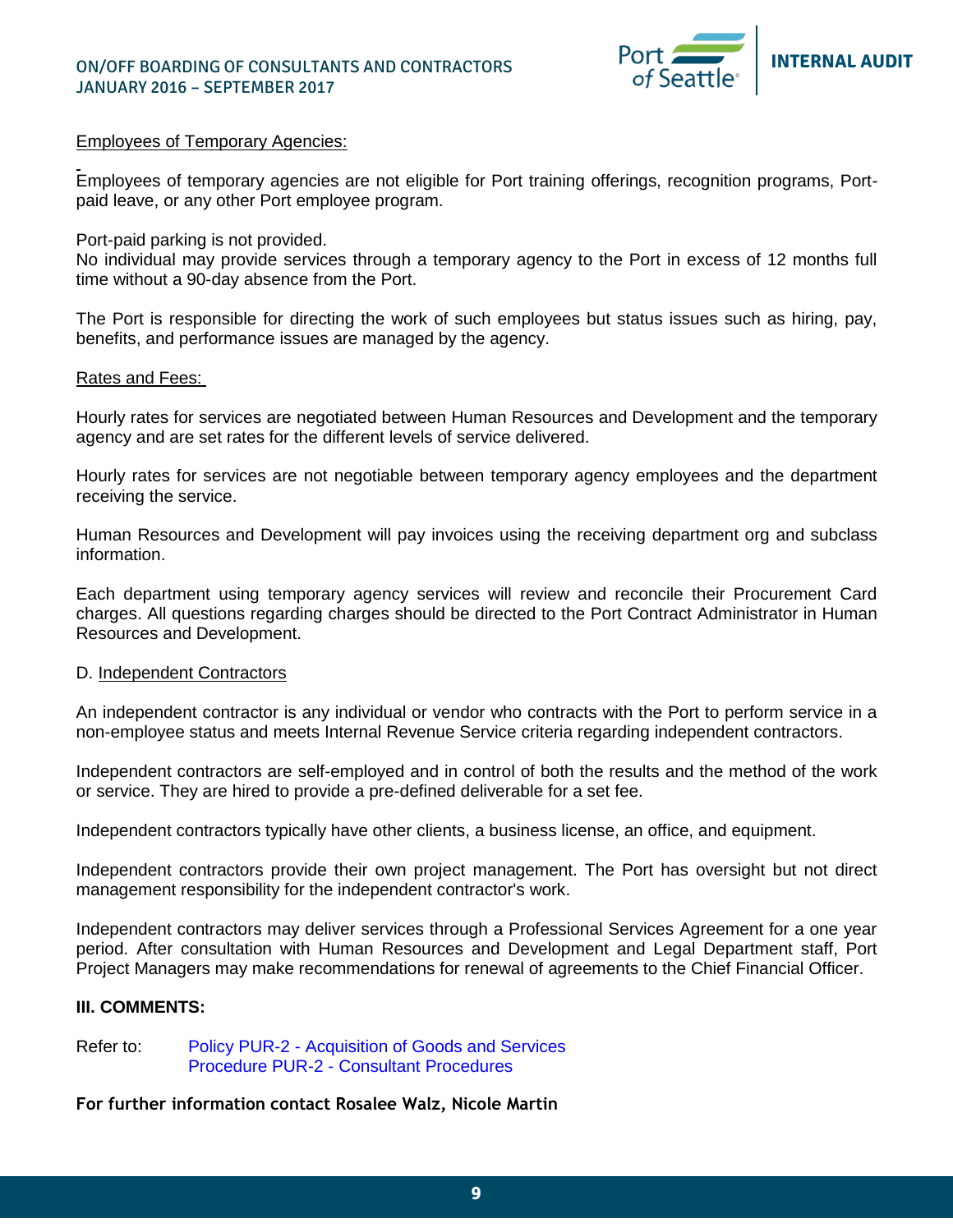Employees of Temporary Agencies:

Employees of temporary agencies are not eligible for Port training offerings, recognition programs, Port-paid leave, or any other Port employee program.

Port-paid parking is not provided.
No individual may provide services through a temporary agency to the Port in excess of 12 months full time without a 90-day absence from the Port.

The Port is responsible for directing the work of such employees but status issues such as hiring, pay, benefits, and performance issues are managed by the agency.

Rates and Fees:

Hourly rates for services are negotiated between Human Resources and Development and the temporary agency and are set rates for the different levels of service delivered.

Hourly rates for services are not negotiable between temporary agency employees and the department receiving the service.

Human Resources and Development will pay invoices using the receiving department org and subclass information.

Each department using temporary agency services will review and reconcile their Procurement Card charges. All questions regarding charges should be directed to the Port Contract Administrator in Human Resources and Development.

D. Independent Contractors

An independent contractor is any individual or vendor who contracts with the Port to perform service in a non-employee status and meets Internal Revenue Service criteria regarding independent contractors.

Independent contractors are self-employed and in control of both the results and the method of the work or service. They are hired to provide a pre-defined deliverable for a set fee.

Independent contractors typically have other clients, a business license, an office, and equipment.

Independent contractors provide their own project management. The Port has oversight but not direct management responsibility for the independent contractor's work.

Independent contractors may deliver services through a Professional Services Agreement for a one year period. After consultation with Human Resources and Development and Legal Department staff, Port Project Managers may make recommendations for renewal of agreements to the Chief Financial Officer.

**III. COMMENTS:**

Refer to: Policy PUR-2 - Acquisition of Goods and Services
Procedure PUR-2 - Consultant Procedures

**For further information contact Rosalee Walz, Nicole Martin**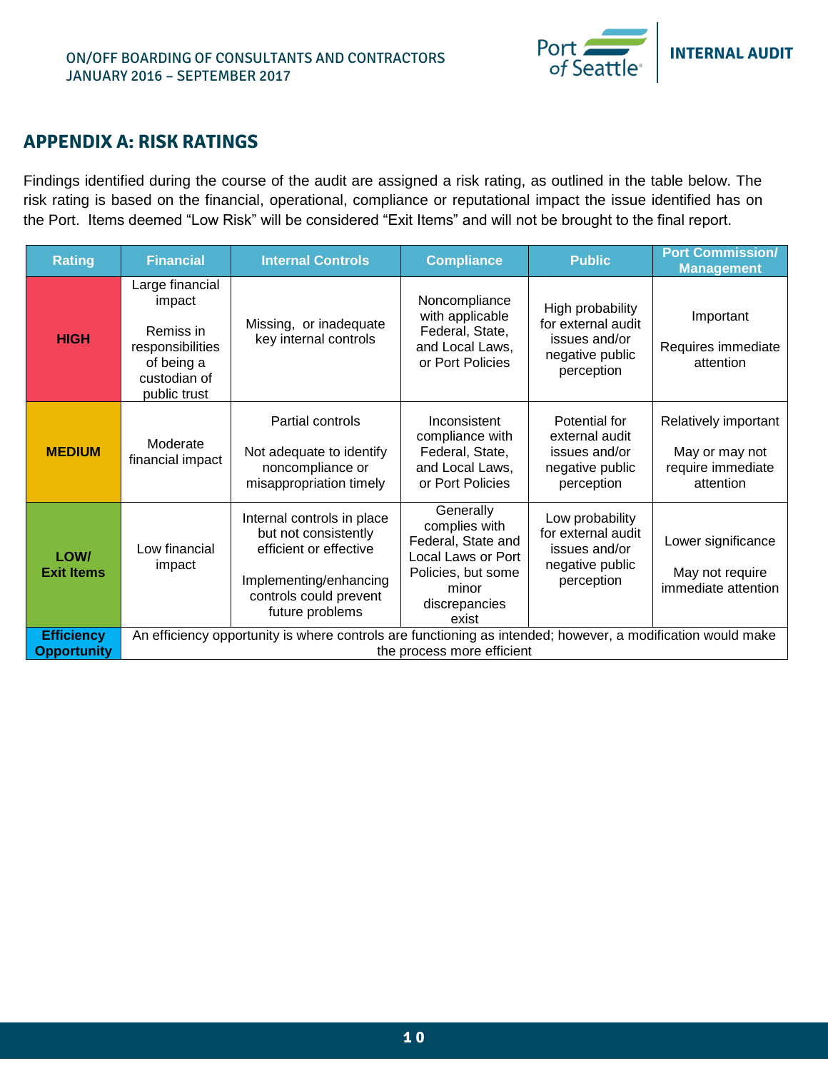## APPENDIX A: RISK RATINGS

Findings identified during the course of the audit are assigned a risk rating, as outlined in the table below. The risk rating is based on the financial, operational, compliance or reputational impact the issue identified has on the Port. Items deemed "Low Risk" will be considered "Exit Items" and will not be brought to the final report.

| Rating | Financial | Internal Controls | Compliance | Public | Port Commission/ Management |
|---|---|---|---|---|---|
| **HIGH** | Large financial impact<br><br>Remiss in responsibilities of being a custodian of public trust | Missing, or inadequate key internal controls | Noncompliance with applicable Federal, State, and Local Laws, or Port Policies | High probability for external audit issues and/or negative public perception | Important<br><br>Requires immediate attention |
| **MEDIUM** | Moderate financial impact | Partial controls<br><br>Not adequate to identify noncompliance or misappropriation timely | Inconsistent compliance with Federal, State, and Local Laws, or Port Policies | Potential for external audit issues and/or negative public perception | Relatively important<br><br>May or may not require immediate attention |
| **LOW/ Exit Items** | Low financial impact | Internal controls in place but not consistently efficient or effective<br><br>Implementing/enhancing controls could prevent future problems | Generally complies with Federal, State and Local Laws or Port Policies, but some minor discrepancies exist | Low probability for external audit issues and/or negative public perception | Lower significance<br><br>May not require immediate attention |
| **Efficiency Opportunity** | An efficiency opportunity is where controls are functioning as intended; however, a modification would make the process more efficient | | | | |